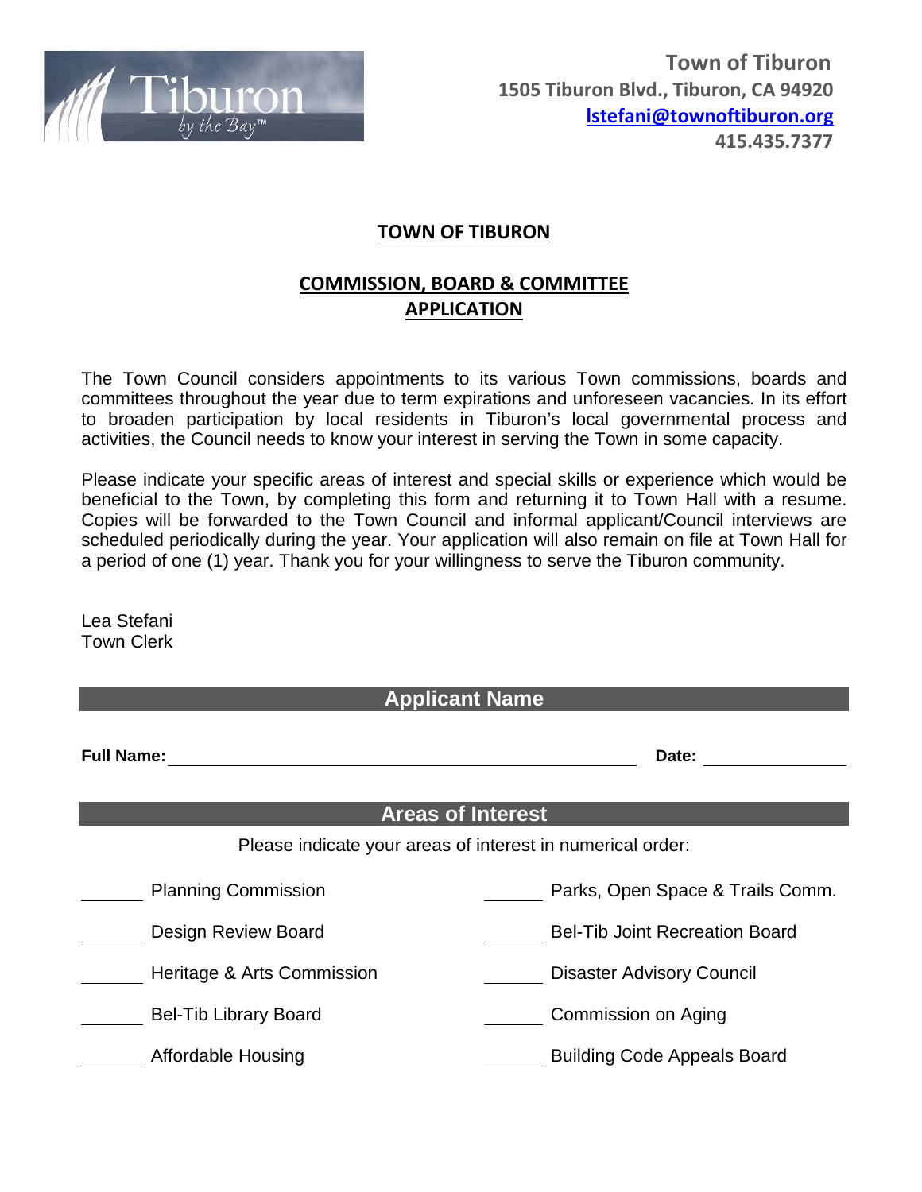**Town of Tiburon**
**1505 Tiburon Blvd., Tiburon, CA 94920**
**lstefani@townoftiburon.org**
**415.435.7377**

# TOWN OF TIBURON

## COMMISSION, BOARD & COMMITTEE APPLICATION

The Town Council considers appointments to its various Town commissions, boards and committees throughout the year due to term expirations and unforeseen vacancies. In its effort to broaden participation by local residents in Tiburon's local governmental process and activities, the Council needs to know your interest in serving the Town in some capacity.

Please indicate your specific areas of interest and special skills or experience which would be beneficial to the Town, by completing this form and returning it to Town Hall with a resume. Copies will be forwarded to the Town Council and informal applicant/Council interviews are scheduled periodically during the year. Your application will also remain on file at Town Hall for a period of one (1) year. Thank you for your willingness to serve the Tiburon community.

Lea Stefani
Town Clerk

## Applicant Name

**Full Name:** ______________________________ **Date:** ______________

## Areas of Interest

Please indicate your areas of interest in numerical order:

_______ Planning Commission

_______ Design Review Board

_______ Heritage & Arts Commission

_______ Bel-Tib Library Board

_______ Affordable Housing

_______ Parks, Open Space & Trails Comm.

_______ Bel-Tib Joint Recreation Board

_______ Disaster Advisory Council

_______ Commission on Aging

_______ Building Code Appeals Board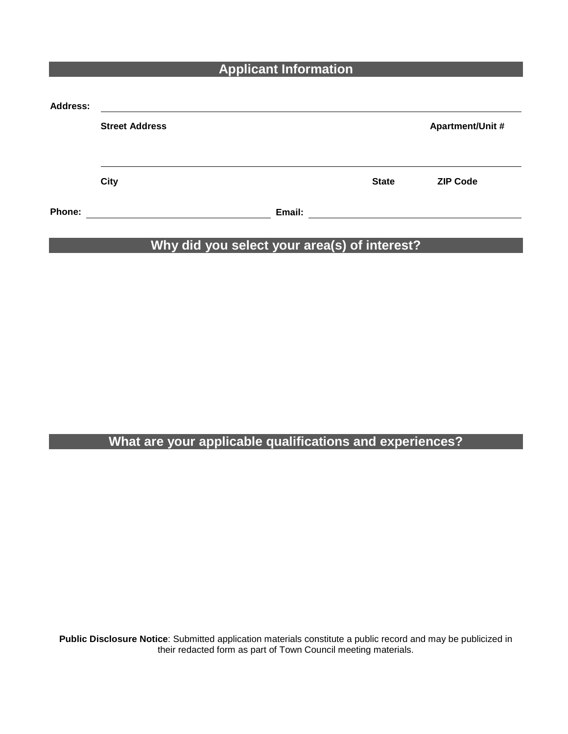## Applicant Information

**Address:** ______________________________________________

**Street Address** **Apartment/Unit #**

______________________________________________

**City** **State** **ZIP Code**

**Phone:** ______________________ **Email:** ______________________

## Why did you select your area(s) of interest?

## What are your applicable qualifications and experiences?

**Public Disclosure Notice**: Submitted application materials constitute a public record and may be publicized in their redacted form as part of Town Council meeting materials.